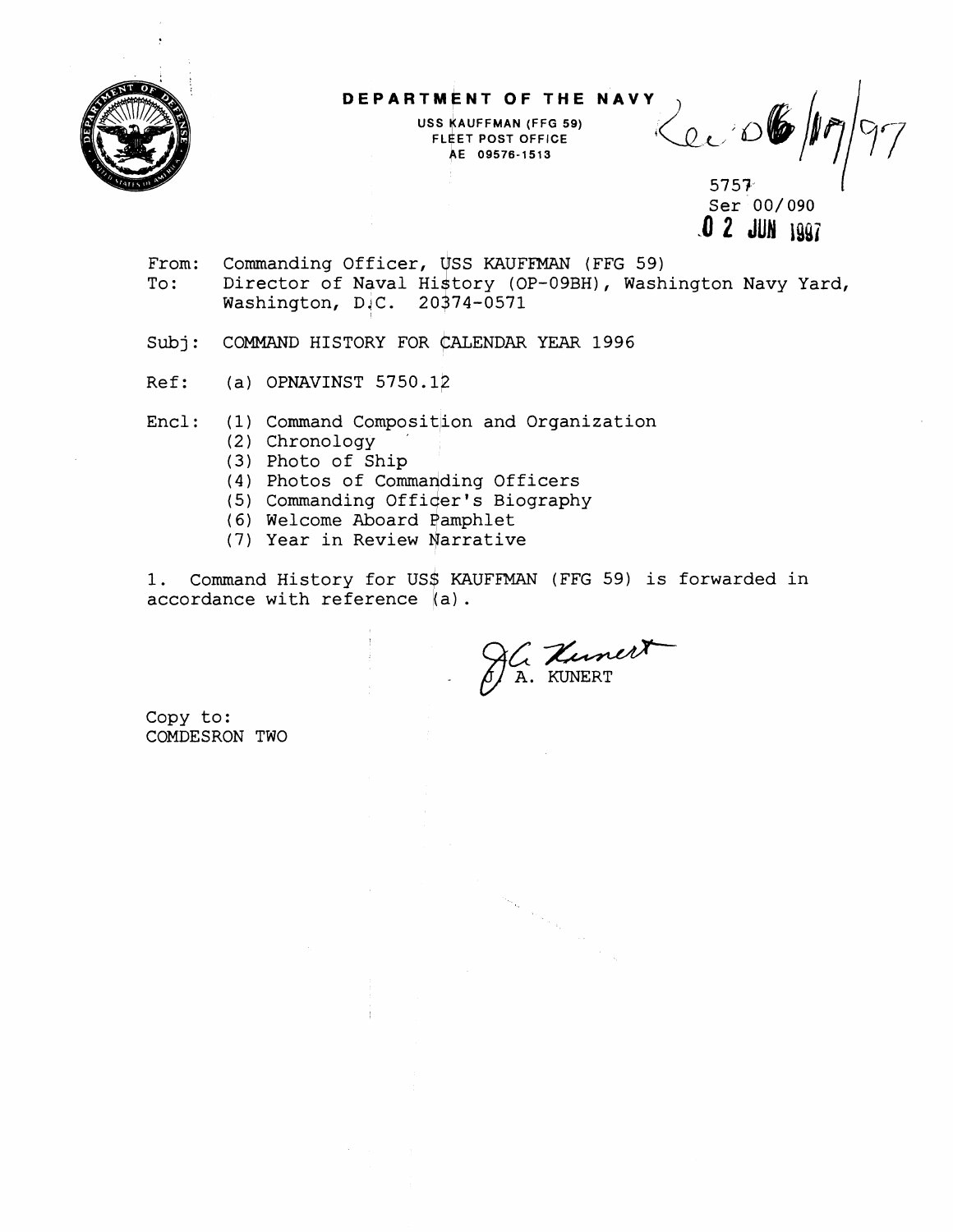**DEPARTMENT OF THE NAVY**

USS KAUFFMAN (FFG 59)
FLEET POST OFFICE
AE 09576-1513

Rec 06/17/97

5757
Ser 00/090
02 JUN 1997

From: Commanding Officer, USS KAUFFMAN (FFG 59)
To: Director of Naval History (OP-09BH), Washington Navy Yard, Washington, D.C. 20374-0571

Subj: COMMAND HISTORY FOR CALENDAR YEAR 1996

Ref: (a) OPNAVINST 5750.12

Encl: (1) Command Composition and Organization
(2) Chronology
(3) Photo of Ship
(4) Photos of Commanding Officers
(5) Commanding Officer's Biography
(6) Welcome Aboard Pamphlet
(7) Year in Review Narrative

1. Command History for USS KAUFFMAN (FFG 59) is forwarded in accordance with reference (a).

J. A. KUNERT

Copy to:
COMDESRON TWO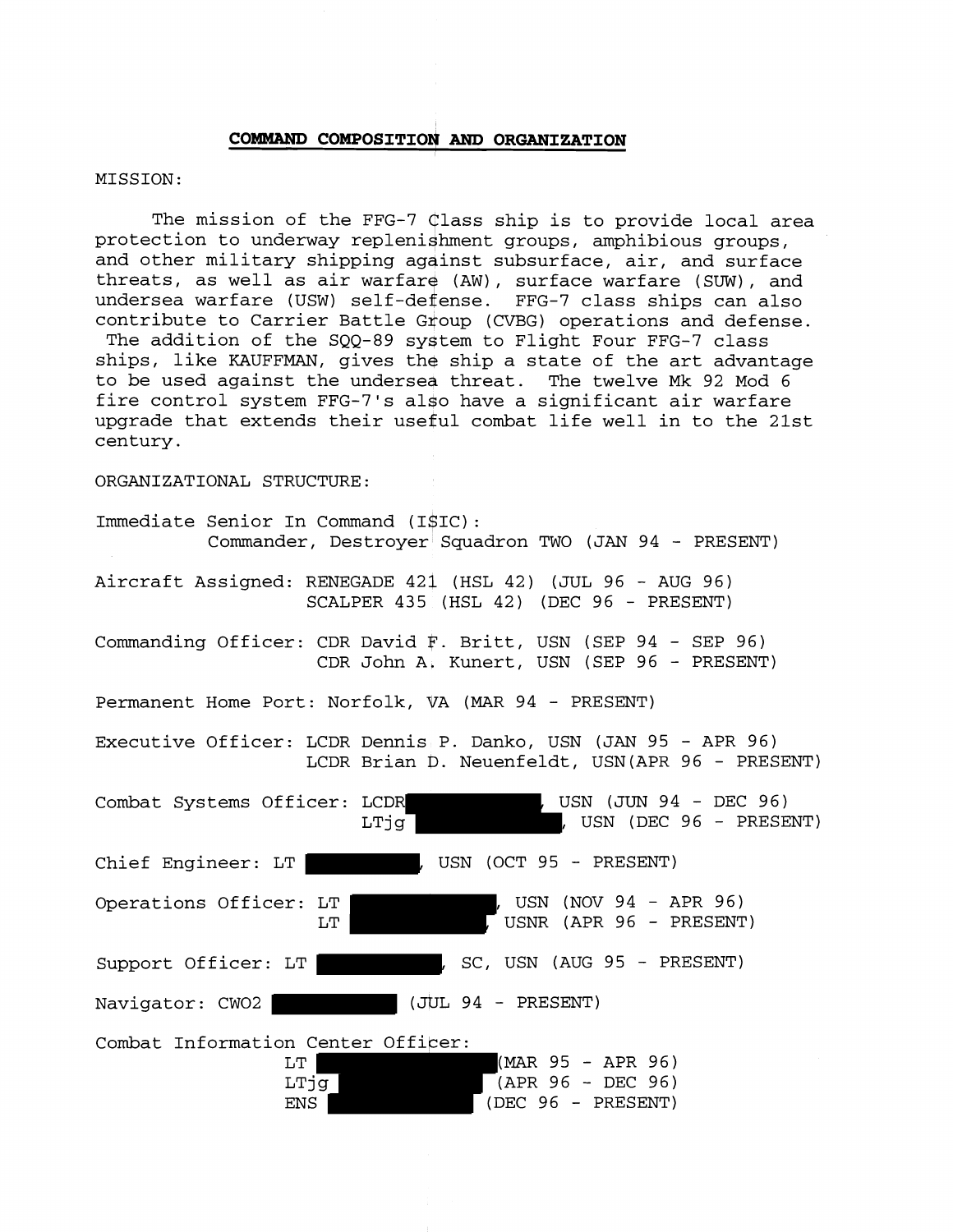## COMMAND COMPOSITION AND ORGANIZATION

MISSION:

The mission of the FFG-7 Class ship is to provide local area protection to underway replenishment groups, amphibious groups, and other military shipping against subsurface, air, and surface threats, as well as air warfare (AW), surface warfare (SUW), and undersea warfare (USW) self-defense. FFG-7 class ships can also contribute to Carrier Battle Group (CVBG) operations and defense. The addition of the SQQ-89 system to Flight Four FFG-7 class ships, like KAUFFMAN, gives the ship a state of the art advantage to be used against the undersea threat. The twelve Mk 92 Mod 6 fire control system FFG-7's also have a significant air warfare upgrade that extends their useful combat life well in to the 21st century.

ORGANIZATIONAL STRUCTURE:

Immediate Senior In Command (ISIC):
Commander, Destroyer Squadron TWO (JAN 94 - PRESENT)

Aircraft Assigned: RENEGADE 421 (HSL 42) (JUL 96 - AUG 96)
SCALPER 435 (HSL 42) (DEC 96 - PRESENT)

Commanding Officer: CDR David F. Britt, USN (SEP 94 - SEP 96)
CDR John A. Kunert, USN (SEP 96 - PRESENT)

Permanent Home Port: Norfolk, VA (MAR 94 - PRESENT)

Executive Officer: LCDR Dennis P. Danko, USN (JAN 95 - APR 96)
LCDR Brian D. Neuenfeldt, USN(APR 96 - PRESENT)

Combat Systems Officer: LCDR ████████, USN (JUN 94 - DEC 96)
LTjg ████████, USN (DEC 96 - PRESENT)

Chief Engineer: LT ████████, USN (OCT 95 - PRESENT)

Operations Officer: LT ████████, USN (NOV 94 - APR 96)
LT ████████, USNR (APR 96 - PRESENT)

Support Officer: LT ████████, SC, USN (AUG 95 - PRESENT)

Navigator: CWO2 ████████ (JUL 94 - PRESENT)

Combat Information Center Officer:
LT ████████ (MAR 95 - APR 96)
LTjg ████████ (APR 96 - DEC 96)
ENS ████████ (DEC 96 - PRESENT)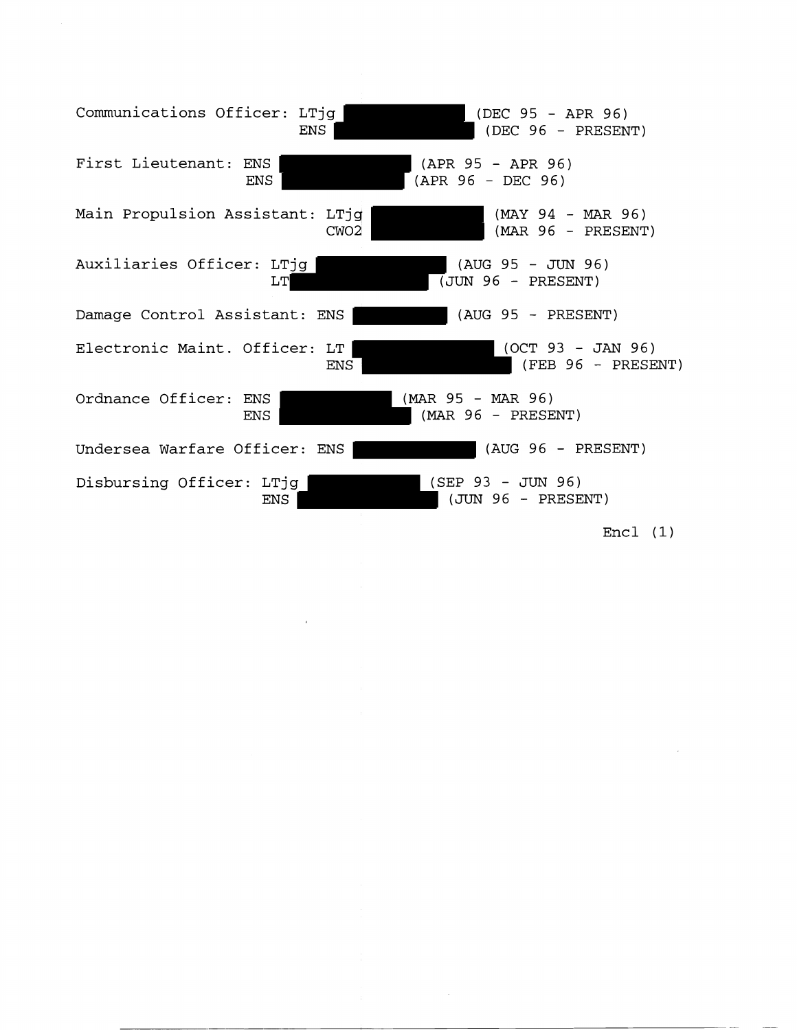Communications Officer: LTjg [REDACTED] (DEC 95 - APR 96)
ENS [REDACTED] (DEC 96 - PRESENT)

First Lieutenant: ENS [REDACTED] (APR 95 - APR 96)
ENS [REDACTED] (APR 96 - DEC 96)

Main Propulsion Assistant: LTjg [REDACTED] (MAY 94 - MAR 96)
CWO2 [REDACTED] (MAR 96 - PRESENT)

Auxiliaries Officer: LTjg [REDACTED] (AUG 95 - JUN 96)
LT [REDACTED] (JUN 96 - PRESENT)

Damage Control Assistant: ENS [REDACTED] (AUG 95 - PRESENT)

Electronic Maint. Officer: LT [REDACTED] (OCT 93 - JAN 96)
ENS [REDACTED] (FEB 96 - PRESENT)

Ordnance Officer: ENS [REDACTED] (MAR 95 - MAR 96)
ENS [REDACTED] (MAR 96 - PRESENT)

Undersea Warfare Officer: ENS [REDACTED] (AUG 96 - PRESENT)

Disbursing Officer: LTjg [REDACTED] (SEP 93 - JUN 96)
ENS [REDACTED] (JUN 96 - PRESENT)

Encl (1)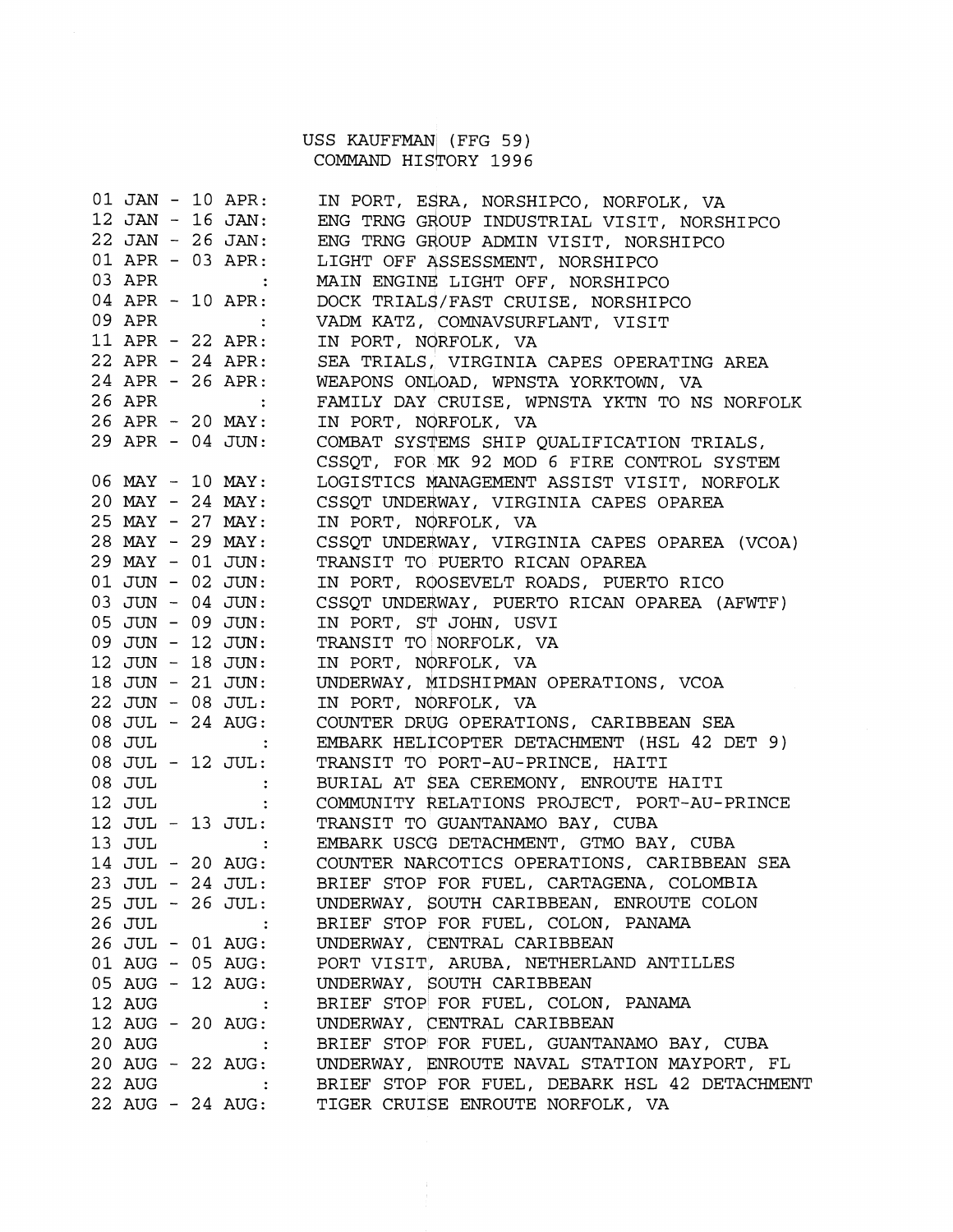# USS KAUFFMAN (FFG 59)
## COMMAND HISTORY 1996

| Date | Event |
|---|---|
| 01 JAN - 10 APR: | IN PORT, ESRA, NORSHIPCO, NORFOLK, VA |
| 12 JAN - 16 JAN: | ENG TRNG GROUP INDUSTRIAL VISIT, NORSHIPCO |
| 22 JAN - 26 JAN: | ENG TRNG GROUP ADMIN VISIT, NORSHIPCO |
| 01 APR - 03 APR: | LIGHT OFF ASSESSMENT, NORSHIPCO |
| 03 APR : | MAIN ENGINE LIGHT OFF, NORSHIPCO |
| 04 APR - 10 APR: | DOCK TRIALS/FAST CRUISE, NORSHIPCO |
| 09 APR : | VADM KATZ, COMNAVSURFLANT, VISIT |
| 11 APR - 22 APR: | IN PORT, NORFOLK, VA |
| 22 APR - 24 APR: | SEA TRIALS, VIRGINIA CAPES OPERATING AREA |
| 24 APR - 26 APR: | WEAPONS ONLOAD, WPNSTA YORKTOWN, VA |
| 26 APR : | FAMILY DAY CRUISE, WPNSTA YKTN TO NS NORFOLK |
| 26 APR - 20 MAY: | IN PORT, NORFOLK, VA |
| 29 APR - 04 JUN: | COMBAT SYSTEMS SHIP QUALIFICATION TRIALS, CSSQT, FOR MK 92 MOD 6 FIRE CONTROL SYSTEM |
| 06 MAY - 10 MAY: | LOGISTICS MANAGEMENT ASSIST VISIT, NORFOLK |
| 20 MAY - 24 MAY: | CSSQT UNDERWAY, VIRGINIA CAPES OPAREA |
| 25 MAY - 27 MAY: | IN PORT, NORFOLK, VA |
| 28 MAY - 29 MAY: | CSSQT UNDERWAY, VIRGINIA CAPES OPAREA (VCOA) |
| 29 MAY - 01 JUN: | TRANSIT TO PUERTO RICAN OPAREA |
| 01 JUN - 02 JUN: | IN PORT, ROOSEVELT ROADS, PUERTO RICO |
| 03 JUN - 04 JUN: | CSSQT UNDERWAY, PUERTO RICAN OPAREA (AFWTF) |
| 05 JUN - 09 JUN: | IN PORT, ST JOHN, USVI |
| 09 JUN - 12 JUN: | TRANSIT TO NORFOLK, VA |
| 12 JUN - 18 JUN: | IN PORT, NORFOLK, VA |
| 18 JUN - 21 JUN: | UNDERWAY, MIDSHIPMAN OPERATIONS, VCOA |
| 22 JUN - 08 JUL: | IN PORT, NORFOLK, VA |
| 08 JUL - 24 AUG: | COUNTER DRUG OPERATIONS, CARIBBEAN SEA |
| 08 JUL : | EMBARK HELICOPTER DETACHMENT (HSL 42 DET 9) |
| 08 JUL - 12 JUL: | TRANSIT TO PORT-AU-PRINCE, HAITI |
| 08 JUL : | BURIAL AT SEA CEREMONY, ENROUTE HAITI |
| 12 JUL : | COMMUNITY RELATIONS PROJECT, PORT-AU-PRINCE |
| 12 JUL - 13 JUL: | TRANSIT TO GUANTANAMO BAY, CUBA |
| 13 JUL : | EMBARK USCG DETACHMENT, GTMO BAY, CUBA |
| 14 JUL - 20 AUG: | COUNTER NARCOTICS OPERATIONS, CARIBBEAN SEA |
| 23 JUL - 24 JUL: | BRIEF STOP FOR FUEL, CARTAGENA, COLOMBIA |
| 25 JUL - 26 JUL: | UNDERWAY, SOUTH CARIBBEAN, ENROUTE COLON |
| 26 JUL : | BRIEF STOP FOR FUEL, COLON, PANAMA |
| 26 JUL - 01 AUG: | UNDERWAY, CENTRAL CARIBBEAN |
| 01 AUG - 05 AUG: | PORT VISIT, ARUBA, NETHERLAND ANTILLES |
| 05 AUG - 12 AUG: | UNDERWAY, SOUTH CARIBBEAN |
| 12 AUG : | BRIEF STOP FOR FUEL, COLON, PANAMA |
| 12 AUG - 20 AUG: | UNDERWAY, CENTRAL CARIBBEAN |
| 20 AUG : | BRIEF STOP FOR FUEL, GUANTANAMO BAY, CUBA |
| 20 AUG - 22 AUG: | UNDERWAY, ENROUTE NAVAL STATION MAYPORT, FL |
| 22 AUG : | BRIEF STOP FOR FUEL, DEBARK HSL 42 DETACHMENT |
| 22 AUG - 24 AUG: | TIGER CRUISE ENROUTE NORFOLK, VA |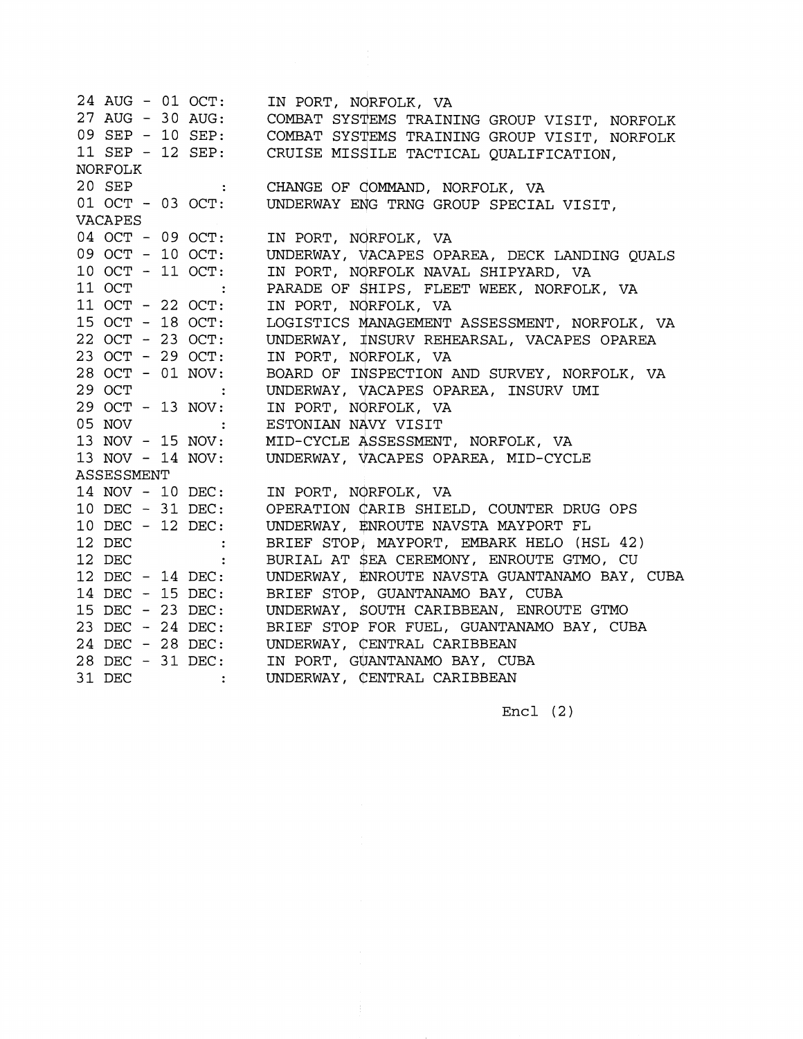24 AUG - 01 OCT: IN PORT, NORFOLK, VA
27 AUG - 30 AUG: COMBAT SYSTEMS TRAINING GROUP VISIT, NORFOLK
09 SEP - 10 SEP: COMBAT SYSTEMS TRAINING GROUP VISIT, NORFOLK
11 SEP - 12 SEP: CRUISE MISSILE TACTICAL QUALIFICATION, NORFOLK
20 SEP : CHANGE OF COMMAND, NORFOLK, VA
01 OCT - 03 OCT: UNDERWAY ENG TRNG GROUP SPECIAL VISIT, VACAPES
04 OCT - 09 OCT: IN PORT, NORFOLK, VA
09 OCT - 10 OCT: UNDERWAY, VACAPES OPAREA, DECK LANDING QUALS
10 OCT - 11 OCT: IN PORT, NORFOLK NAVAL SHIPYARD, VA
11 OCT : PARADE OF SHIPS, FLEET WEEK, NORFOLK, VA
11 OCT - 22 OCT: IN PORT, NORFOLK, VA
15 OCT - 18 OCT: LOGISTICS MANAGEMENT ASSESSMENT, NORFOLK, VA
22 OCT - 23 OCT: UNDERWAY, INSURV REHEARSAL, VACAPES OPAREA
23 OCT - 29 OCT: IN PORT, NORFOLK, VA
28 OCT - 01 NOV: BOARD OF INSPECTION AND SURVEY, NORFOLK, VA
29 OCT : UNDERWAY, VACAPES OPAREA, INSURV UMI
29 OCT - 13 NOV: IN PORT, NORFOLK, VA
05 NOV : ESTONIAN NAVY VISIT
13 NOV - 15 NOV: MID-CYCLE ASSESSMENT, NORFOLK, VA
13 NOV - 14 NOV: UNDERWAY, VACAPES OPAREA, MID-CYCLE ASSESSMENT
14 NOV - 10 DEC: IN PORT, NORFOLK, VA
10 DEC - 31 DEC: OPERATION CARIB SHIELD, COUNTER DRUG OPS
10 DEC - 12 DEC: UNDERWAY, ENROUTE NAVSTA MAYPORT FL
12 DEC : BRIEF STOP, MAYPORT, EMBARK HELO (HSL 42)
12 DEC : BURIAL AT SEA CEREMONY, ENROUTE GTMO, CU
12 DEC - 14 DEC: UNDERWAY, ENROUTE NAVSTA GUANTANAMO BAY, CUBA
14 DEC - 15 DEC: BRIEF STOP, GUANTANAMO BAY, CUBA
15 DEC - 23 DEC: UNDERWAY, SOUTH CARIBBEAN, ENROUTE GTMO
23 DEC - 24 DEC: BRIEF STOP FOR FUEL, GUANTANAMO BAY, CUBA
24 DEC - 28 DEC: UNDERWAY, CENTRAL CARIBBEAN
28 DEC - 31 DEC: IN PORT, GUANTANAMO BAY, CUBA
31 DEC : UNDERWAY, CENTRAL CARIBBEAN

Encl (2)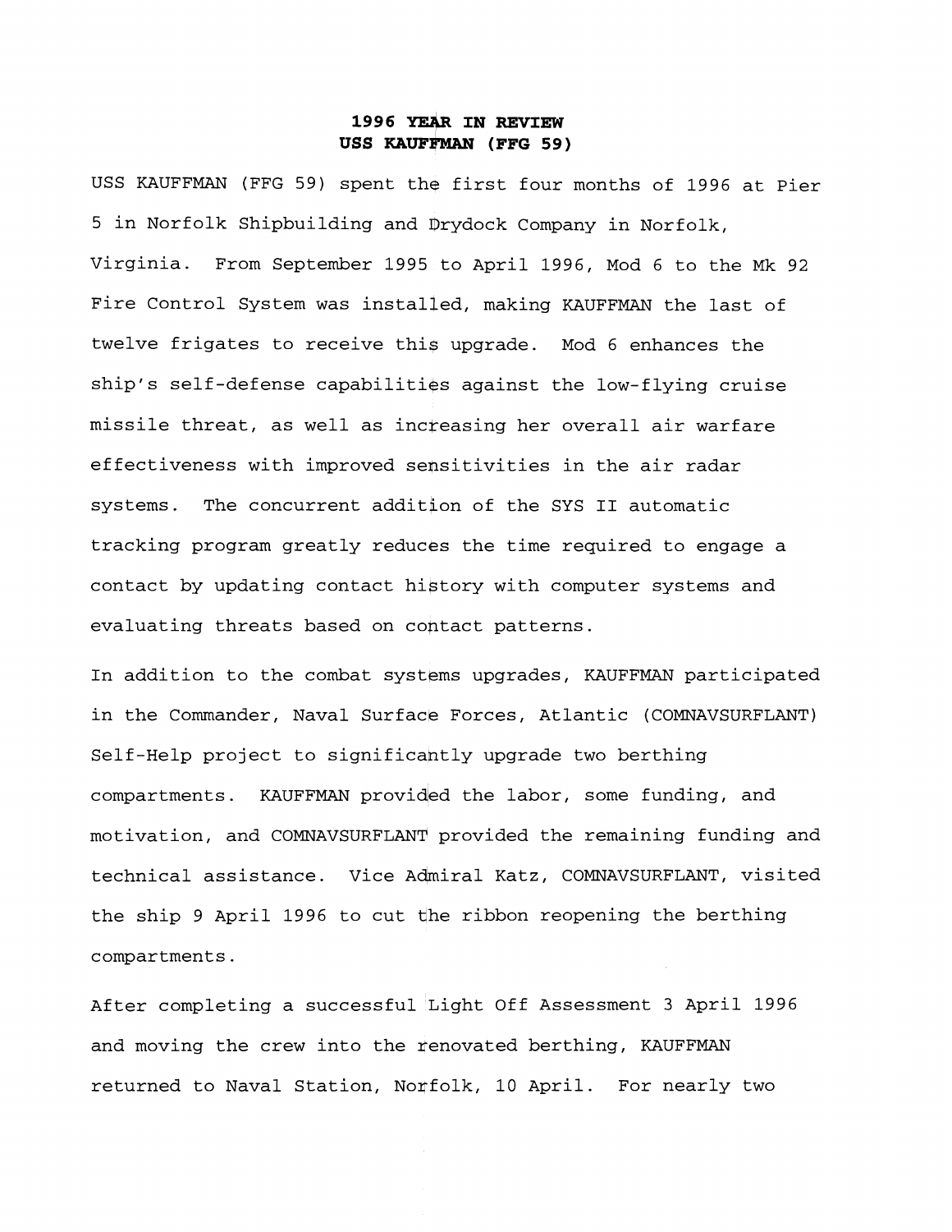## 1996 YEAR IN REVIEW
## USS KAUFFMAN (FFG 59)

USS KAUFFMAN (FFG 59) spent the first four months of 1996 at Pier 5 in Norfolk Shipbuilding and Drydock Company in Norfolk, Virginia. From September 1995 to April 1996, Mod 6 to the Mk 92 Fire Control System was installed, making KAUFFMAN the last of twelve frigates to receive this upgrade. Mod 6 enhances the ship's self-defense capabilities against the low-flying cruise missile threat, as well as increasing her overall air warfare effectiveness with improved sensitivities in the air radar systems. The concurrent addition of the SYS II automatic tracking program greatly reduces the time required to engage a contact by updating contact history with computer systems and evaluating threats based on contact patterns.

In addition to the combat systems upgrades, KAUFFMAN participated in the Commander, Naval Surface Forces, Atlantic (COMNAVSURFLANT) Self-Help project to significantly upgrade two berthing compartments. KAUFFMAN provided the labor, some funding, and motivation, and COMNAVSURFLANT provided the remaining funding and technical assistance. Vice Admiral Katz, COMNAVSURFLANT, visited the ship 9 April 1996 to cut the ribbon reopening the berthing compartments.

After completing a successful Light Off Assessment 3 April 1996 and moving the crew into the renovated berthing, KAUFFMAN returned to Naval Station, Norfolk, 10 April. For nearly two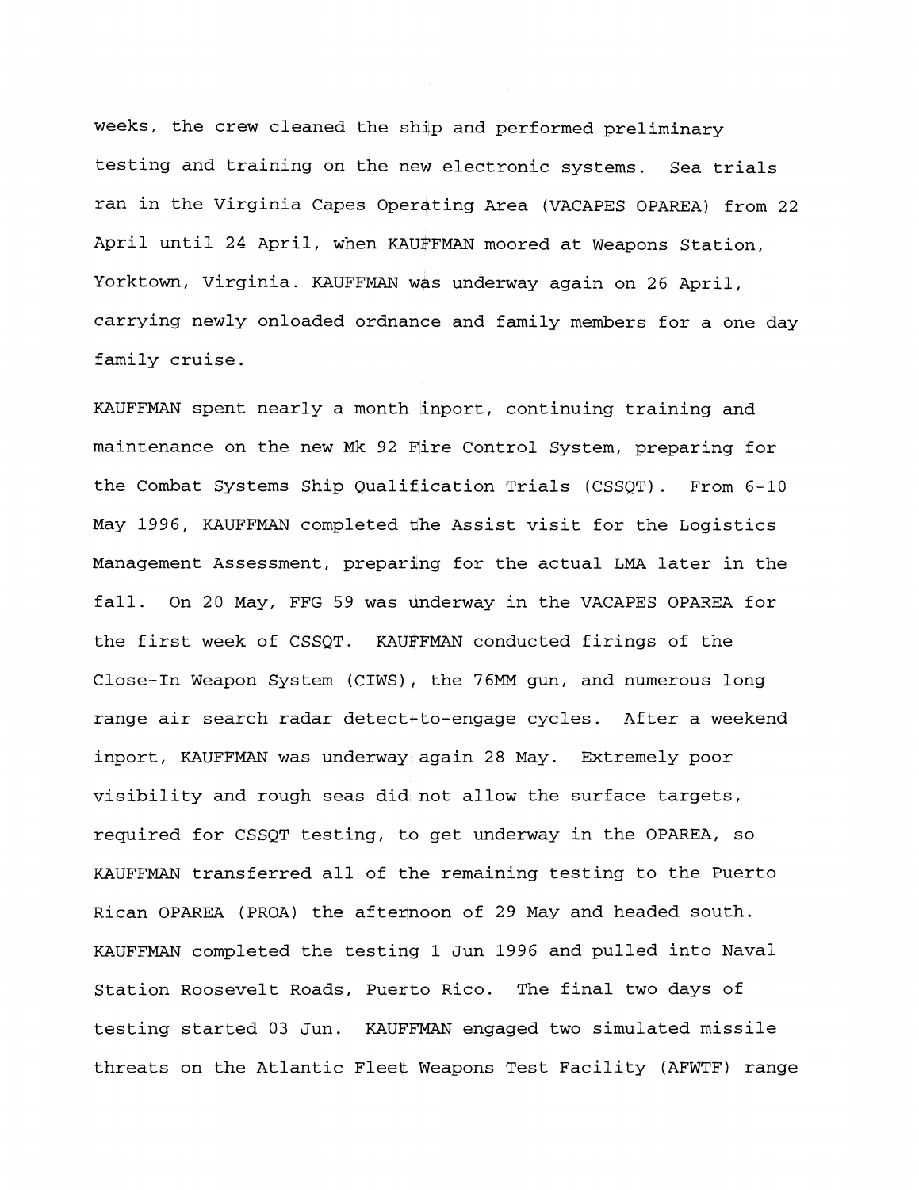weeks, the crew cleaned the ship and performed preliminary testing and training on the new electronic systems. Sea trials ran in the Virginia Capes Operating Area (VACAPES OPAREA) from 22 April until 24 April, when KAUFFMAN moored at Weapons Station, Yorktown, Virginia. KAUFFMAN was underway again on 26 April, carrying newly onloaded ordnance and family members for a one day family cruise.

KAUFFMAN spent nearly a month inport, continuing training and maintenance on the new Mk 92 Fire Control System, preparing for the Combat Systems Ship Qualification Trials (CSSQT). From 6-10 May 1996, KAUFFMAN completed the Assist visit for the Logistics Management Assessment, preparing for the actual LMA later in the fall. On 20 May, FFG 59 was underway in the VACAPES OPAREA for the first week of CSSQT. KAUFFMAN conducted firings of the Close-In Weapon System (CIWS), the 76MM gun, and numerous long range air search radar detect-to-engage cycles. After a weekend inport, KAUFFMAN was underway again 28 May. Extremely poor visibility and rough seas did not allow the surface targets, required for CSSQT testing, to get underway in the OPAREA, so KAUFFMAN transferred all of the remaining testing to the Puerto Rican OPAREA (PROA) the afternoon of 29 May and headed south. KAUFFMAN completed the testing 1 Jun 1996 and pulled into Naval Station Roosevelt Roads, Puerto Rico. The final two days of testing started 03 Jun. KAUFFMAN engaged two simulated missile threats on the Atlantic Fleet Weapons Test Facility (AFWTF) range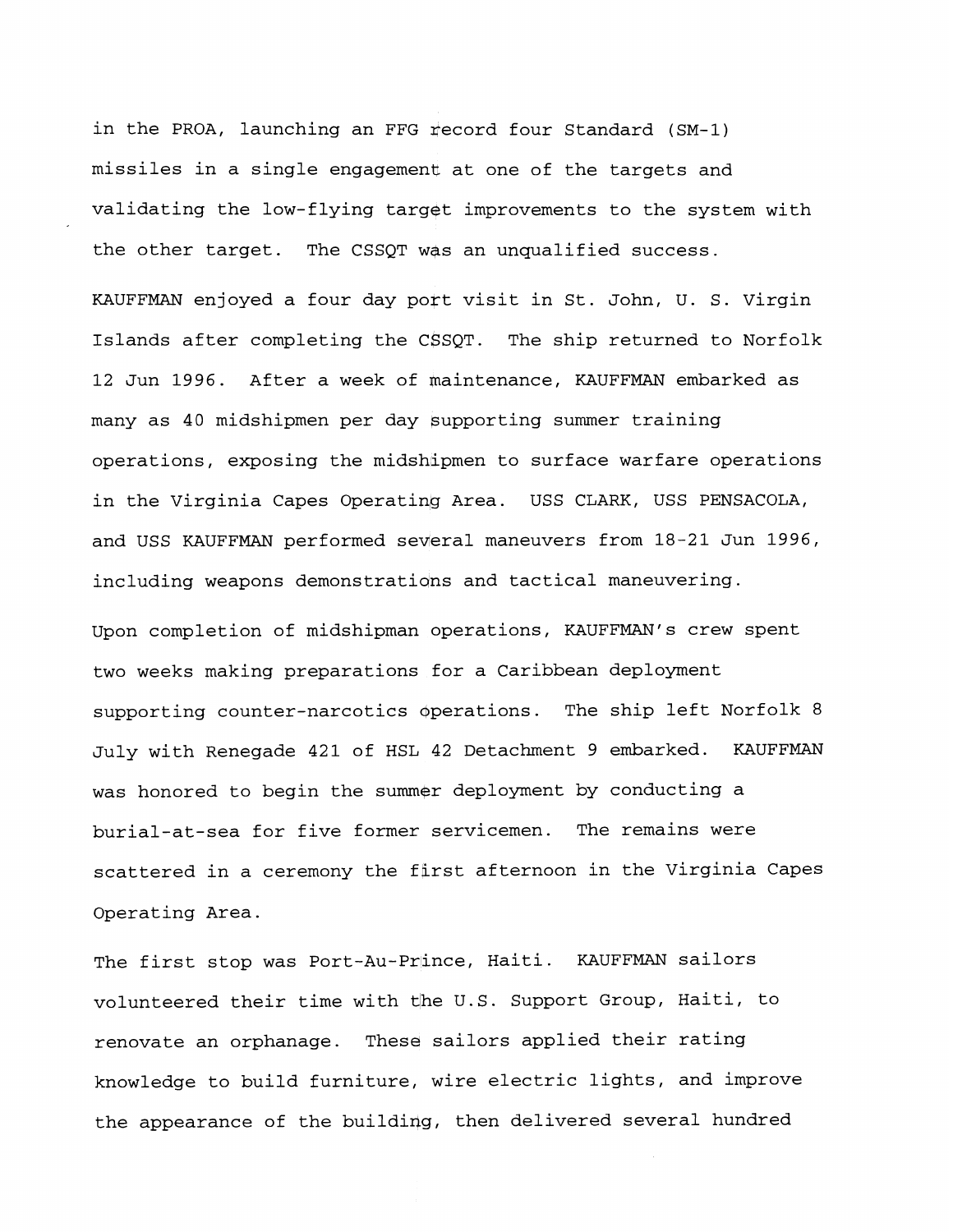in the PROA, launching an FFG record four Standard (SM-1) missiles in a single engagement at one of the targets and validating the low-flying target improvements to the system with the other target. The CSSQT was an unqualified success.

KAUFFMAN enjoyed a four day port visit in St. John, U. S. Virgin Islands after completing the CSSQT. The ship returned to Norfolk 12 Jun 1996. After a week of maintenance, KAUFFMAN embarked as many as 40 midshipmen per day supporting summer training operations, exposing the midshipmen to surface warfare operations in the Virginia Capes Operating Area. USS CLARK, USS PENSACOLA, and USS KAUFFMAN performed several maneuvers from 18-21 Jun 1996, including weapons demonstrations and tactical maneuvering.

Upon completion of midshipman operations, KAUFFMAN's crew spent two weeks making preparations for a Caribbean deployment supporting counter-narcotics operations. The ship left Norfolk 8 July with Renegade 421 of HSL 42 Detachment 9 embarked. KAUFFMAN was honored to begin the summer deployment by conducting a burial-at-sea for five former servicemen. The remains were scattered in a ceremony the first afternoon in the Virginia Capes Operating Area.

The first stop was Port-Au-Prince, Haiti. KAUFFMAN sailors volunteered their time with the U.S. Support Group, Haiti, to renovate an orphanage. These sailors applied their rating knowledge to build furniture, wire electric lights, and improve the appearance of the building, then delivered several hundred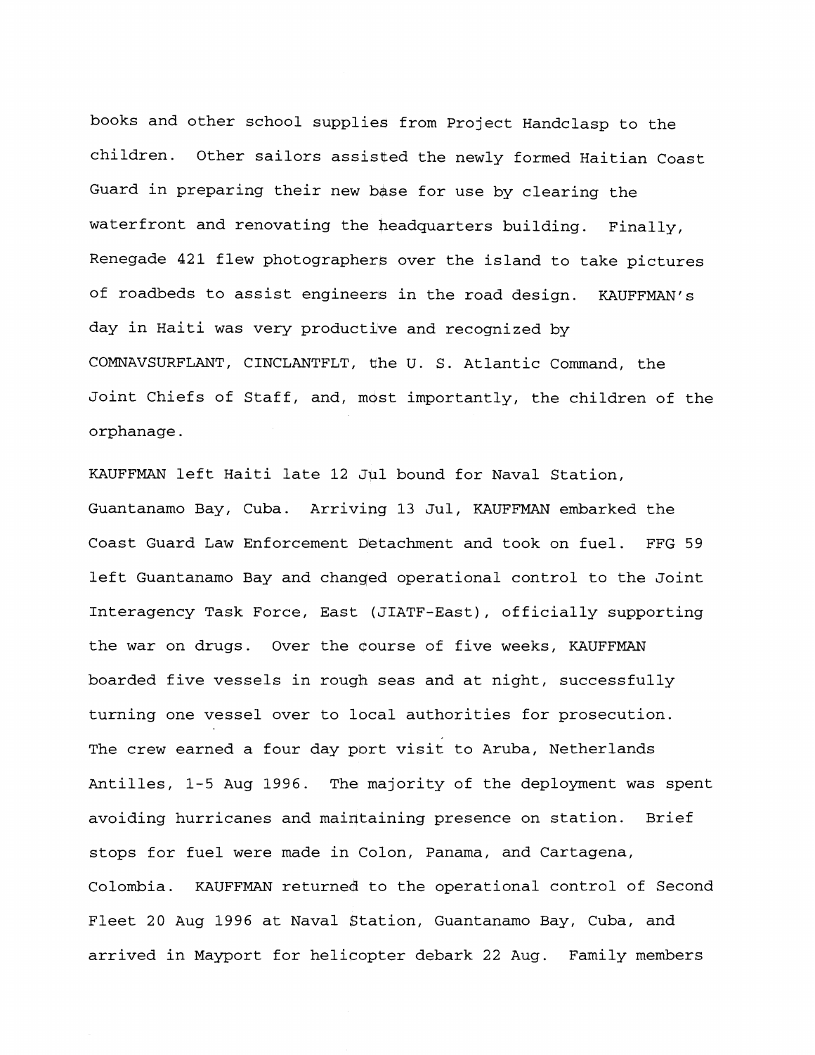books and other school supplies from Project Handclasp to the children. Other sailors assisted the newly formed Haitian Coast Guard in preparing their new base for use by clearing the waterfront and renovating the headquarters building. Finally, Renegade 421 flew photographers over the island to take pictures of roadbeds to assist engineers in the road design. KAUFFMAN's day in Haiti was very productive and recognized by COMNAVSURFLANT, CINCLANTFLT, the U. S. Atlantic Command, the Joint Chiefs of Staff, and, most importantly, the children of the orphanage.

KAUFFMAN left Haiti late 12 Jul bound for Naval Station, Guantanamo Bay, Cuba. Arriving 13 Jul, KAUFFMAN embarked the Coast Guard Law Enforcement Detachment and took on fuel. FFG 59 left Guantanamo Bay and changed operational control to the Joint Interagency Task Force, East (JIATF-East), officially supporting the war on drugs. Over the course of five weeks, KAUFFMAN boarded five vessels in rough seas and at night, successfully turning one vessel over to local authorities for prosecution. The crew earned a four day port visit to Aruba, Netherlands Antilles, 1-5 Aug 1996. The majority of the deployment was spent avoiding hurricanes and maintaining presence on station. Brief stops for fuel were made in Colon, Panama, and Cartagena, Colombia. KAUFFMAN returned to the operational control of Second Fleet 20 Aug 1996 at Naval Station, Guantanamo Bay, Cuba, and arrived in Mayport for helicopter debark 22 Aug. Family members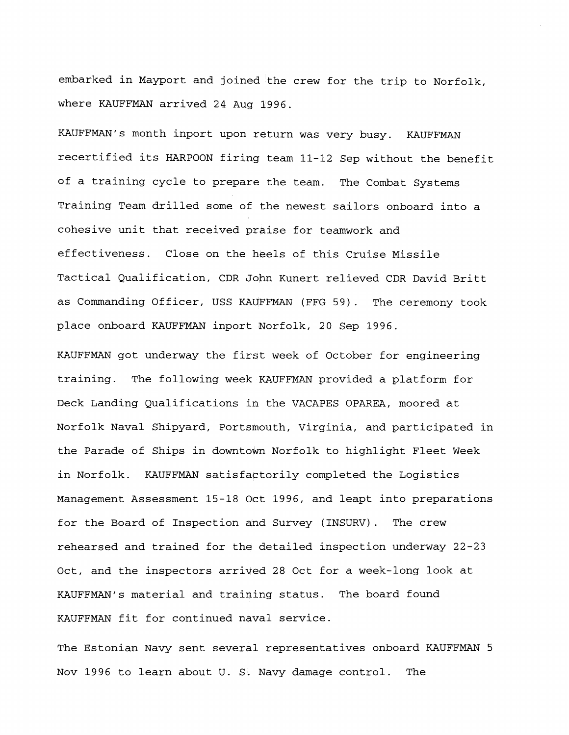embarked in Mayport and joined the crew for the trip to Norfolk, where KAUFFMAN arrived 24 Aug 1996.

KAUFFMAN's month inport upon return was very busy. KAUFFMAN recertified its HARPOON firing team 11-12 Sep without the benefit of a training cycle to prepare the team. The Combat Systems Training Team drilled some of the newest sailors onboard into a cohesive unit that received praise for teamwork and effectiveness. Close on the heels of this Cruise Missile Tactical Qualification, CDR John Kunert relieved CDR David Britt as Commanding Officer, USS KAUFFMAN (FFG 59). The ceremony took place onboard KAUFFMAN inport Norfolk, 20 Sep 1996.

KAUFFMAN got underway the first week of October for engineering training. The following week KAUFFMAN provided a platform for Deck Landing Qualifications in the VACAPES OPAREA, moored at Norfolk Naval Shipyard, Portsmouth, Virginia, and participated in the Parade of Ships in downtown Norfolk to highlight Fleet Week in Norfolk. KAUFFMAN satisfactorily completed the Logistics Management Assessment 15-18 Oct 1996, and leapt into preparations for the Board of Inspection and Survey (INSURV). The crew rehearsed and trained for the detailed inspection underway 22-23 Oct, and the inspectors arrived 28 Oct for a week-long look at KAUFFMAN's material and training status. The board found KAUFFMAN fit for continued naval service.

The Estonian Navy sent several representatives onboard KAUFFMAN 5 Nov 1996 to learn about U. S. Navy damage control. The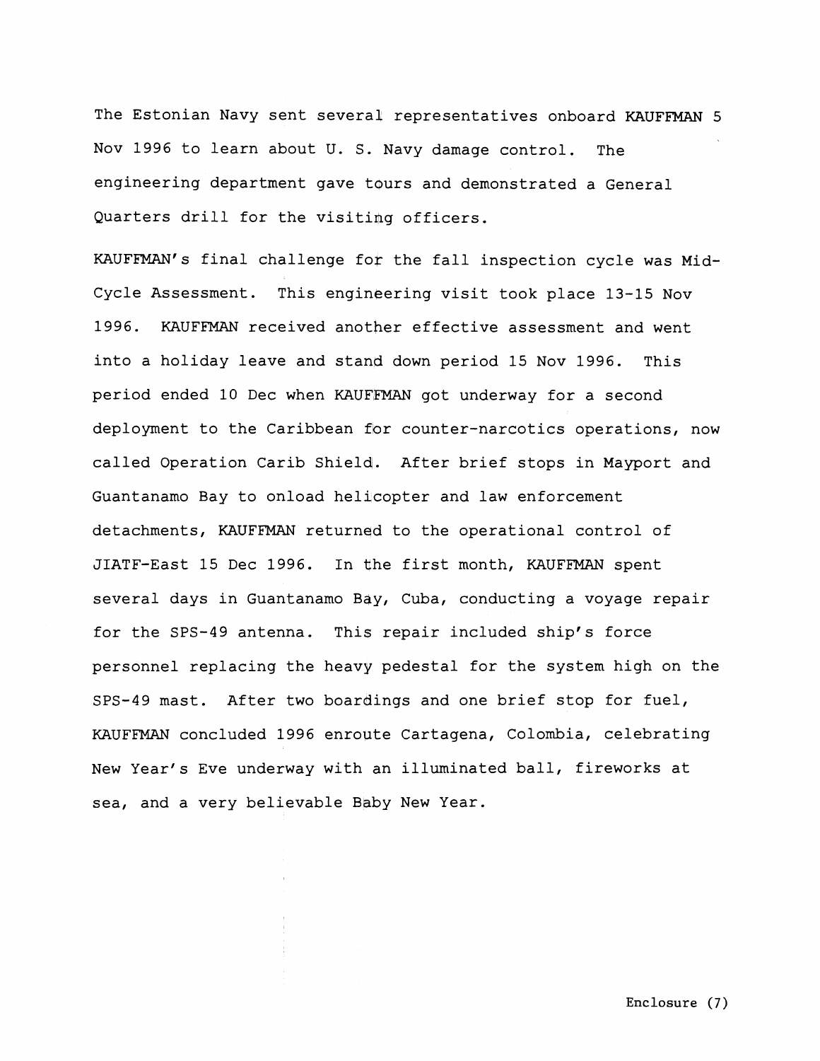The Estonian Navy sent several representatives onboard KAUFFMAN 5 Nov 1996 to learn about U. S. Navy damage control. The engineering department gave tours and demonstrated a General Quarters drill for the visiting officers.

KAUFFMAN's final challenge for the fall inspection cycle was Mid-Cycle Assessment. This engineering visit took place 13-15 Nov 1996. KAUFFMAN received another effective assessment and went into a holiday leave and stand down period 15 Nov 1996. This period ended 10 Dec when KAUFFMAN got underway for a second deployment to the Caribbean for counter-narcotics operations, now called Operation Carib Shield. After brief stops in Mayport and Guantanamo Bay to onload helicopter and law enforcement detachments, KAUFFMAN returned to the operational control of JIATF-East 15 Dec 1996. In the first month, KAUFFMAN spent several days in Guantanamo Bay, Cuba, conducting a voyage repair for the SPS-49 antenna. This repair included ship's force personnel replacing the heavy pedestal for the system high on the SPS-49 mast. After two boardings and one brief stop for fuel, KAUFFMAN concluded 1996 enroute Cartagena, Colombia, celebrating New Year's Eve underway with an illuminated ball, fireworks at sea, and a very believable Baby New Year.

Enclosure (7)